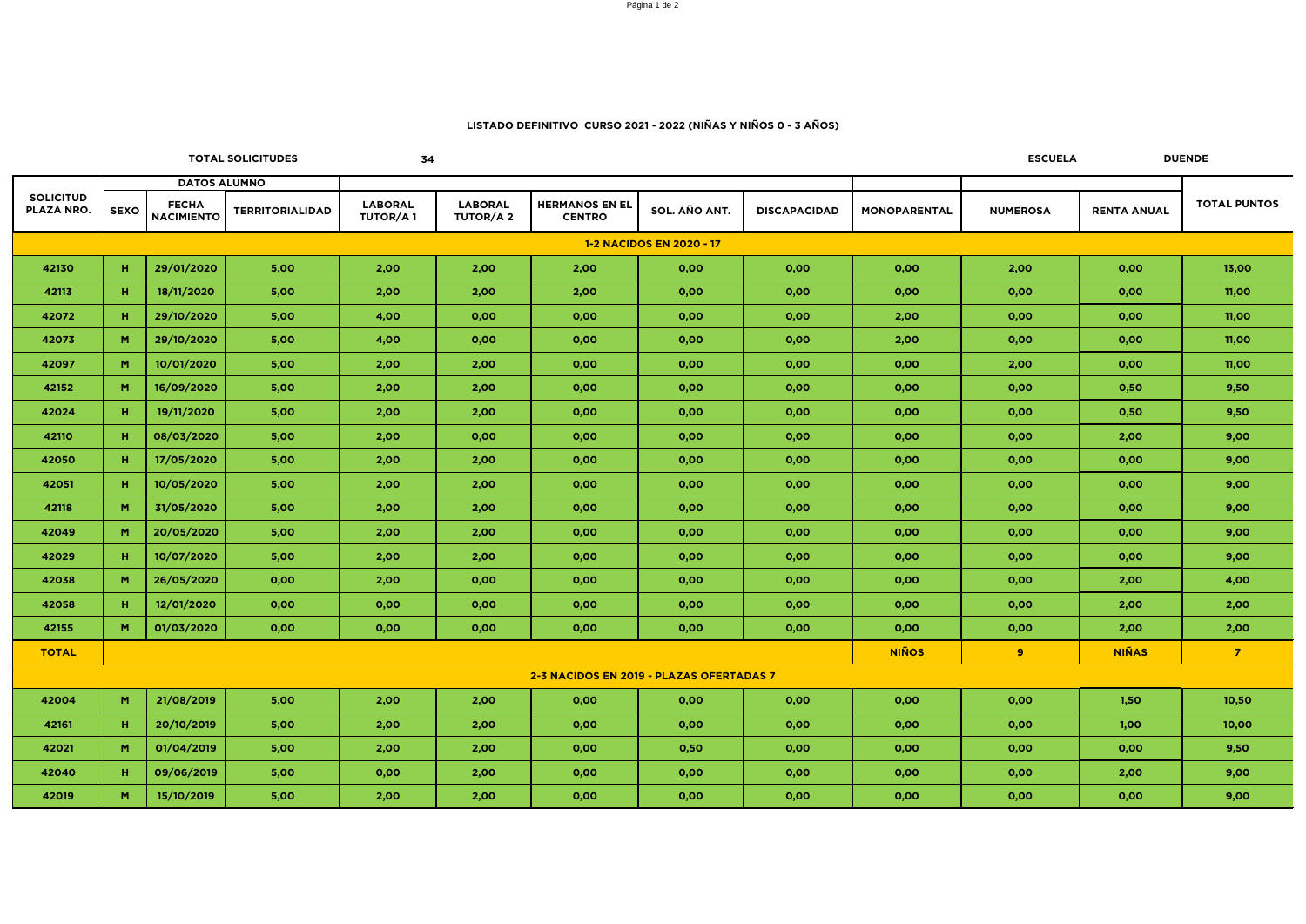**LISTADO DEFINITIVO CURSO 2021 - 2022 (NIÑAS Y NIÑOS 0 - 3 AÑOS)**

**TOTAL SOLICITUDES** 34

**ESCUELA** DUENDE

| SOLICITUD PLAZA NRO. | DATOS ALUMNO | | | | | | | | | | | TOTAL PUNTOS |
|---|---|---|---|---|---|---|---|---|---|---|---|---|
| | SEXO | FECHA NACIMIENTO | TERRITORIALIDAD | LABORAL TUTOR/A 1 | LABORAL TUTOR/A 2 | HERMANOS EN EL CENTRO | SOL. AÑO ANT. | DISCAPACIDAD | MONOPARENTAL | NUMEROSA | RENTA ANUAL | |
| **1-2 NACIDOS EN 2020 - 17** | | | | | | | | | | | | |
| 42130 | H | 29/01/2020 | 5,00 | 2,00 | 2,00 | 2,00 | 0,00 | 0,00 | 0,00 | 2,00 | 0,00 | 13,00 |
| 42113 | H | 18/11/2020 | 5,00 | 2,00 | 2,00 | 2,00 | 0,00 | 0,00 | 0,00 | 0,00 | 0,00 | 11,00 |
| 42072 | H | 29/10/2020 | 5,00 | 4,00 | 0,00 | 0,00 | 0,00 | 0,00 | 2,00 | 0,00 | 0,00 | 11,00 |
| 42073 | M | 29/10/2020 | 5,00 | 4,00 | 0,00 | 0,00 | 0,00 | 0,00 | 2,00 | 0,00 | 0,00 | 11,00 |
| 42097 | M | 10/01/2020 | 5,00 | 2,00 | 2,00 | 0,00 | 0,00 | 0,00 | 0,00 | 2,00 | 0,00 | 11,00 |
| 42152 | M | 16/09/2020 | 5,00 | 2,00 | 2,00 | 0,00 | 0,00 | 0,00 | 0,00 | 0,00 | 0,50 | 9,50 |
| 42024 | H | 19/11/2020 | 5,00 | 2,00 | 2,00 | 0,00 | 0,00 | 0,00 | 0,00 | 0,00 | 0,50 | 9,50 |
| 42110 | H | 08/03/2020 | 5,00 | 2,00 | 0,00 | 0,00 | 0,00 | 0,00 | 0,00 | 0,00 | 2,00 | 9,00 |
| 42050 | H | 17/05/2020 | 5,00 | 2,00 | 2,00 | 0,00 | 0,00 | 0,00 | 0,00 | 0,00 | 0,00 | 9,00 |
| 42051 | H | 10/05/2020 | 5,00 | 2,00 | 2,00 | 0,00 | 0,00 | 0,00 | 0,00 | 0,00 | 0,00 | 9,00 |
| 42118 | M | 31/05/2020 | 5,00 | 2,00 | 2,00 | 0,00 | 0,00 | 0,00 | 0,00 | 0,00 | 0,00 | 9,00 |
| 42049 | M | 20/05/2020 | 5,00 | 2,00 | 2,00 | 0,00 | 0,00 | 0,00 | 0,00 | 0,00 | 0,00 | 9,00 |
| 42029 | H | 10/07/2020 | 5,00 | 2,00 | 2,00 | 0,00 | 0,00 | 0,00 | 0,00 | 0,00 | 0,00 | 9,00 |
| 42038 | M | 26/05/2020 | 0,00 | 2,00 | 0,00 | 0,00 | 0,00 | 0,00 | 0,00 | 0,00 | 2,00 | 4,00 |
| 42058 | H | 12/01/2020 | 0,00 | 0,00 | 0,00 | 0,00 | 0,00 | 0,00 | 0,00 | 0,00 | 2,00 | 2,00 |
| 42155 | M | 01/03/2020 | 0,00 | 0,00 | 0,00 | 0,00 | 0,00 | 0,00 | 0,00 | 0,00 | 2,00 | 2,00 |
| **TOTAL** | | | | | | | | | **NIÑOS** | **9** | **NIÑAS** | **7** |
| **2-3 NACIDOS EN 2019 - PLAZAS OFERTADAS 7** | | | | | | | | | | | | |
| 42004 | M | 21/08/2019 | 5,00 | 2,00 | 2,00 | 0,00 | 0,00 | 0,00 | 0,00 | 0,00 | 1,50 | 10,50 |
| 42161 | H | 20/10/2019 | 5,00 | 2,00 | 2,00 | 0,00 | 0,00 | 0,00 | 0,00 | 0,00 | 1,00 | 10,00 |
| 42021 | M | 01/04/2019 | 5,00 | 2,00 | 2,00 | 0,00 | 0,50 | 0,00 | 0,00 | 0,00 | 0,00 | 9,50 |
| 42040 | H | 09/06/2019 | 5,00 | 0,00 | 2,00 | 0,00 | 0,00 | 0,00 | 0,00 | 0,00 | 2,00 | 9,00 |
| 42019 | M | 15/10/2019 | 5,00 | 2,00 | 2,00 | 0,00 | 0,00 | 0,00 | 0,00 | 0,00 | 0,00 | 9,00 |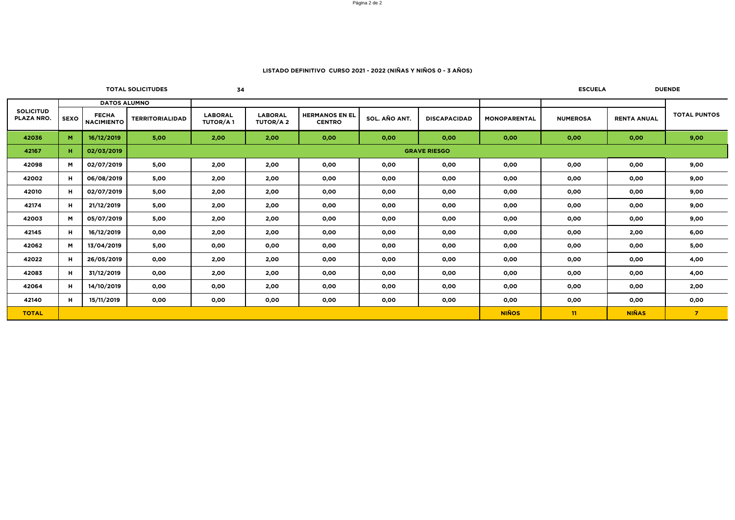**LISTADO DEFINITIVO CURSO 2021 - 2022 (NIÑAS Y NIÑOS 0 - 3 AÑOS)**

**TOTAL SOLICITUDES** 34 **ESCUELA** DUENDE

| SOLICITUD PLAZA NRO. | DATOS ALUMNO | | | | | | | | | | | TOTAL PUNTOS |
|---|---|---|---|---|---|---|---|---|---|---|---|---|
| | SEXO | FECHA NACIMIENTO | TERRITORIALIDAD | LABORAL TUTOR/A 1 | LABORAL TUTOR/A 2 | HERMANOS EN EL CENTRO | SOL. AÑO ANT. | DISCAPACIDAD | MONOPARENTAL | NUMEROSA | RENTA ANUAL | |
| 42036 | M | 16/12/2019 | 5,00 | 2,00 | 2,00 | 0,00 | 0,00 | 0,00 | 0,00 | 0,00 | 0,00 | 9,00 |
| 42167 | H | 02/03/2019 | GRAVE RIESGO | | | | | | | | | |
| 42098 | M | 02/07/2019 | 5,00 | 2,00 | 2,00 | 0,00 | 0,00 | 0,00 | 0,00 | 0,00 | 0,00 | 9,00 |
| 42002 | H | 06/08/2019 | 5,00 | 2,00 | 2,00 | 0,00 | 0,00 | 0,00 | 0,00 | 0,00 | 0,00 | 9,00 |
| 42010 | H | 02/07/2019 | 5,00 | 2,00 | 2,00 | 0,00 | 0,00 | 0,00 | 0,00 | 0,00 | 0,00 | 9,00 |
| 42174 | H | 21/12/2019 | 5,00 | 2,00 | 2,00 | 0,00 | 0,00 | 0,00 | 0,00 | 0,00 | 0,00 | 9,00 |
| 42003 | M | 05/07/2019 | 5,00 | 2,00 | 2,00 | 0,00 | 0,00 | 0,00 | 0,00 | 0,00 | 0,00 | 9,00 |
| 42145 | H | 16/12/2019 | 0,00 | 2,00 | 2,00 | 0,00 | 0,00 | 0,00 | 0,00 | 0,00 | 2,00 | 6,00 |
| 42062 | M | 13/04/2019 | 5,00 | 0,00 | 0,00 | 0,00 | 0,00 | 0,00 | 0,00 | 0,00 | 0,00 | 5,00 |
| 42022 | H | 26/05/2019 | 0,00 | 2,00 | 2,00 | 0,00 | 0,00 | 0,00 | 0,00 | 0,00 | 0,00 | 4,00 |
| 42083 | H | 31/12/2019 | 0,00 | 2,00 | 2,00 | 0,00 | 0,00 | 0,00 | 0,00 | 0,00 | 0,00 | 4,00 |
| 42064 | H | 14/10/2019 | 0,00 | 0,00 | 2,00 | 0,00 | 0,00 | 0,00 | 0,00 | 0,00 | 0,00 | 2,00 |
| 42140 | H | 15/11/2019 | 0,00 | 0,00 | 0,00 | 0,00 | 0,00 | 0,00 | 0,00 | 0,00 | 0,00 | 0,00 |
| TOTAL | | | | | | | | | NIÑOS | 11 | NIÑAS | 7 |